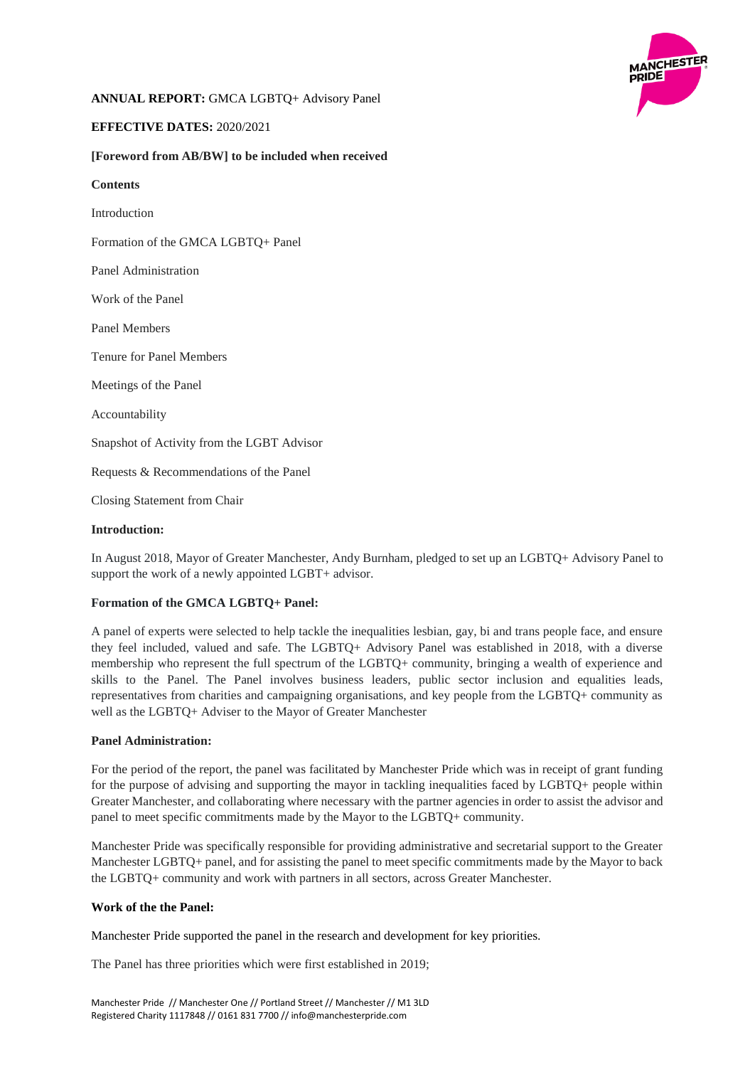**ANNUAL REPORT:** GMCA LGBTQ+ Advisory Panel

**EFFECTIVE DATES:** 2020/2021

**[Foreword from AB/BW] to be included when received**

**Contents**

Introduction

Formation of the GMCA LGBTQ+ Panel

Panel Administration

Work of the Panel

Panel Members

Tenure for Panel Members

Meetings of the Panel

Accountability

Snapshot of Activity from the LGBT Advisor

Requests & Recommendations of the Panel

Closing Statement from Chair

**Introduction:**

In August 2018, Mayor of Greater Manchester, Andy Burnham, pledged to set up an LGBTQ+ Advisory Panel to support the work of a newly appointed LGBT+ advisor.

**Formation of the GMCA LGBTQ+ Panel:**

A panel of experts were selected to help tackle the inequalities lesbian, gay, bi and trans people face, and ensure they feel included, valued and safe. The LGBTQ+ Advisory Panel was established in 2018, with a diverse membership who represent the full spectrum of the LGBTQ+ community, bringing a wealth of experience and skills to the Panel. The Panel involves business leaders, public sector inclusion and equalities leads, representatives from charities and campaigning organisations, and key people from the LGBTQ+ community as well as the LGBTQ+ Adviser to the Mayor of Greater Manchester

**Panel Administration:**

For the period of the report, the panel was facilitated by Manchester Pride which was in receipt of grant funding for the purpose of advising and supporting the mayor in tackling inequalities faced by LGBTQ+ people within Greater Manchester, and collaborating where necessary with the partner agencies in order to assist the advisor and panel to meet specific commitments made by the Mayor to the LGBTQ+ community.

Manchester Pride was specifically responsible for providing administrative and secretarial support to the Greater Manchester LGBTQ+ panel, and for assisting the panel to meet specific commitments made by the Mayor to back the LGBTQ+ community and work with partners in all sectors, across Greater Manchester.

**Work of the the Panel:**

Manchester Pride supported the panel in the research and development for key priorities.

The Panel has three priorities which were first established in 2019;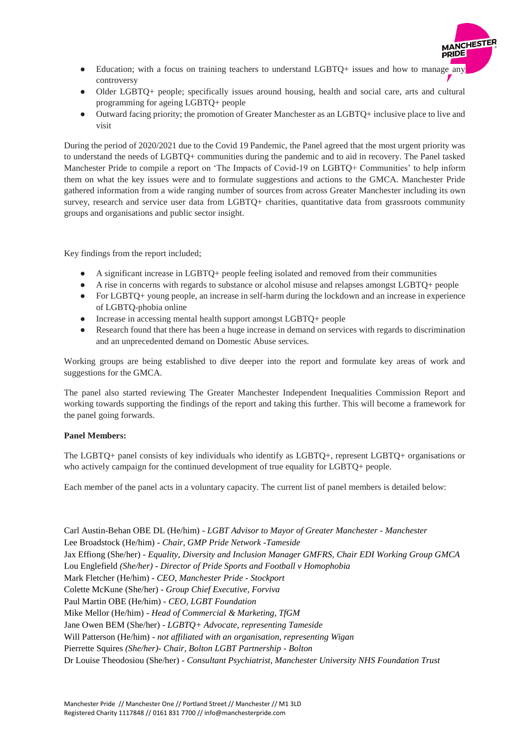- Education; with a focus on training teachers to understand LGBTQ+ issues and how to manage any controversy
- Older LGBTQ+ people; specifically issues around housing, health and social care, arts and cultural programming for ageing LGBTQ+ people
- Outward facing priority; the promotion of Greater Manchester as an LGBTQ+ inclusive place to live and visit

During the period of 2020/2021 due to the Covid 19 Pandemic, the Panel agreed that the most urgent priority was to understand the needs of LGBTQ+ communities during the pandemic and to aid in recovery. The Panel tasked Manchester Pride to compile a report on 'The Impacts of Covid-19 on LGBTQ+ Communities' to help inform them on what the key issues were and to formulate suggestions and actions to the GMCA. Manchester Pride gathered information from a wide ranging number of sources from across Greater Manchester including its own survey, research and service user data from LGBTQ+ charities, quantitative data from grassroots community groups and organisations and public sector insight.

Key findings from the report included;

- A significant increase in LGBTQ+ people feeling isolated and removed from their communities
- A rise in concerns with regards to substance or alcohol misuse and relapses amongst LGBTQ+ people
- For LGBTQ+ young people, an increase in self-harm during the lockdown and an increase in experience of LGBTQ-phobia online
- Increase in accessing mental health support amongst LGBTQ+ people
- Research found that there has been a huge increase in demand on services with regards to discrimination and an unprecedented demand on Domestic Abuse services.

Working groups are being established to dive deeper into the report and formulate key areas of work and suggestions for the GMCA.

The panel also started reviewing The Greater Manchester Independent Inequalities Commission Report and working towards supporting the findings of the report and taking this further. This will become a framework for the panel going forwards.

**Panel Members:**

The LGBTQ+ panel consists of key individuals who identify as LGBTQ+, represent LGBTQ+ organisations or who actively campaign for the continued development of true equality for LGBTQ+ people.

Each member of the panel acts in a voluntary capacity. The current list of panel members is detailed below:

Carl Austin-Behan OBE DL (He/him) - *LGBT Advisor to Mayor of Greater Manchester - Manchester*
Lee Broadstock (He/him) - *Chair, GMP Pride Network -Tameside*
Jax Effiong (She/her) - *Equality, Diversity and Inclusion Manager GMFRS, Chair EDI Working Group GMCA*
Lou Englefield *(She/her) - Director of Pride Sports and Football v Homophobia*
Mark Fletcher (He/him) - *CEO, Manchester Pride - Stockport*
Colette McKune (She/her) - *Group Chief Executive, Forviva*
Paul Martin OBE (He/him) - *CEO, LGBT Foundation*
Mike Mellor (He/him) - *Head of Commercial & Marketing, TfGM*
Jane Owen BEM (She/her) - *LGBTQ+ Advocate, representing Tameside*
Will Patterson (He/him) - *not affiliated with an organisation, representing Wigan*
Pierrette Squires *(She/her)- Chair, Bolton LGBT Partnership - Bolton*
Dr Louise Theodosiou (She/her) - *Consultant Psychiatrist, Manchester University NHS Foundation Trust*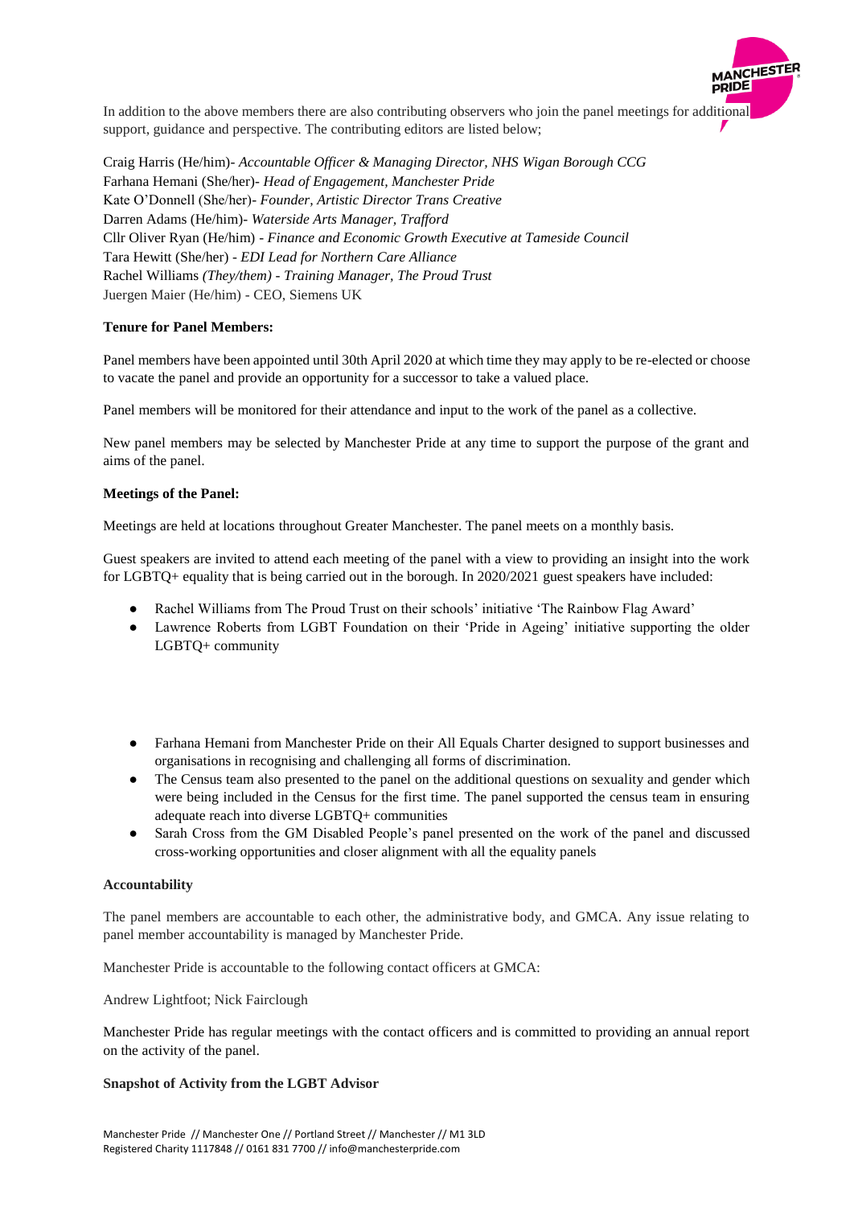In addition to the above members there are also contributing observers who join the panel meetings for additional support, guidance and perspective. The contributing editors are listed below;

Craig Harris (He/him)- *Accountable Officer & Managing Director, NHS Wigan Borough CCG*
Farhana Hemani (She/her)- *Head of Engagement, Manchester Pride*
Kate O'Donnell (She/her)- *Founder, Artistic Director Trans Creative*
Darren Adams (He/him)- *Waterside Arts Manager, Trafford*
Cllr Oliver Ryan (He/him) - *Finance and Economic Growth Executive at Tameside Council*
Tara Hewitt (She/her) - *EDI Lead for Northern Care Alliance*
Rachel Williams *(They/them) - Training Manager, The Proud Trust*
Juergen Maier (He/him) - CEO, Siemens UK

**Tenure for Panel Members:**

Panel members have been appointed until 30th April 2020 at which time they may apply to be re-elected or choose to vacate the panel and provide an opportunity for a successor to take a valued place.

Panel members will be monitored for their attendance and input to the work of the panel as a collective.

New panel members may be selected by Manchester Pride at any time to support the purpose of the grant and aims of the panel.

**Meetings of the Panel:**

Meetings are held at locations throughout Greater Manchester. The panel meets on a monthly basis.

Guest speakers are invited to attend each meeting of the panel with a view to providing an insight into the work for LGBTQ+ equality that is being carried out in the borough. In 2020/2021 guest speakers have included:

- Rachel Williams from The Proud Trust on their schools' initiative 'The Rainbow Flag Award'
- Lawrence Roberts from LGBT Foundation on their 'Pride in Ageing' initiative supporting the older LGBTQ+ community
- Farhana Hemani from Manchester Pride on their All Equals Charter designed to support businesses and organisations in recognising and challenging all forms of discrimination.
- The Census team also presented to the panel on the additional questions on sexuality and gender which were being included in the Census for the first time. The panel supported the census team in ensuring adequate reach into diverse LGBTQ+ communities
- Sarah Cross from the GM Disabled People's panel presented on the work of the panel and discussed cross-working opportunities and closer alignment with all the equality panels

**Accountability**

The panel members are accountable to each other, the administrative body, and GMCA. Any issue relating to panel member accountability is managed by Manchester Pride.

Manchester Pride is accountable to the following contact officers at GMCA:

Andrew Lightfoot; Nick Fairclough

Manchester Pride has regular meetings with the contact officers and is committed to providing an annual report on the activity of the panel.

**Snapshot of Activity from the LGBT Advisor**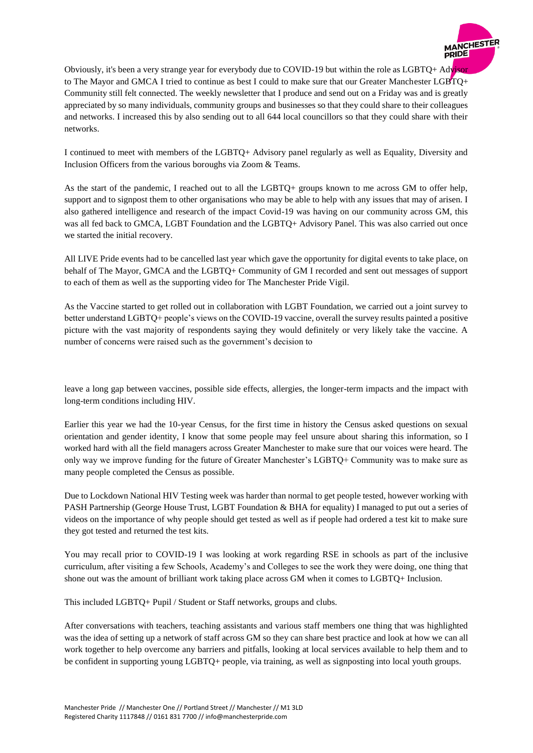Obviously, it's been a very strange year for everybody due to COVID-19 but within the role as LGBTQ+ Advisor to The Mayor and GMCA I tried to continue as best I could to make sure that our Greater Manchester LGBTQ+ Community still felt connected. The weekly newsletter that I produce and send out on a Friday was and is greatly appreciated by so many individuals, community groups and businesses so that they could share to their colleagues and networks. I increased this by also sending out to all 644 local councillors so that they could share with their networks.

I continued to meet with members of the LGBTQ+ Advisory panel regularly as well as Equality, Diversity and Inclusion Officers from the various boroughs via Zoom & Teams.

As the start of the pandemic, I reached out to all the LGBTQ+ groups known to me across GM to offer help, support and to signpost them to other organisations who may be able to help with any issues that may of arisen. I also gathered intelligence and research of the impact Covid-19 was having on our community across GM, this was all fed back to GMCA, LGBT Foundation and the LGBTQ+ Advisory Panel. This was also carried out once we started the initial recovery.

All LIVE Pride events had to be cancelled last year which gave the opportunity for digital events to take place, on behalf of The Mayor, GMCA and the LGBTQ+ Community of GM I recorded and sent out messages of support to each of them as well as the supporting video for The Manchester Pride Vigil.

As the Vaccine started to get rolled out in collaboration with LGBT Foundation, we carried out a joint survey to better understand LGBTQ+ people's views on the COVID-19 vaccine, overall the survey results painted a positive picture with the vast majority of respondents saying they would definitely or very likely take the vaccine. A number of concerns were raised such as the government's decision to leave a long gap between vaccines, possible side effects, allergies, the longer-term impacts and the impact with long-term conditions including HIV.

Earlier this year we had the 10-year Census, for the first time in history the Census asked questions on sexual orientation and gender identity, I know that some people may feel unsure about sharing this information, so I worked hard with all the field managers across Greater Manchester to make sure that our voices were heard. The only way we improve funding for the future of Greater Manchester's LGBTQ+ Community was to make sure as many people completed the Census as possible.

Due to Lockdown National HIV Testing week was harder than normal to get people tested, however working with PASH Partnership (George House Trust, LGBT Foundation & BHA for equality) I managed to put out a series of videos on the importance of why people should get tested as well as if people had ordered a test kit to make sure they got tested and returned the test kits.

You may recall prior to COVID-19 I was looking at work regarding RSE in schools as part of the inclusive curriculum, after visiting a few Schools, Academy's and Colleges to see the work they were doing, one thing that shone out was the amount of brilliant work taking place across GM when it comes to LGBTQ+ Inclusion.

This included LGBTQ+ Pupil / Student or Staff networks, groups and clubs.

After conversations with teachers, teaching assistants and various staff members one thing that was highlighted was the idea of setting up a network of staff across GM so they can share best practice and look at how we can all work together to help overcome any barriers and pitfalls, looking at local services available to help them and to be confident in supporting young LGBTQ+ people, via training, as well as signposting into local youth groups.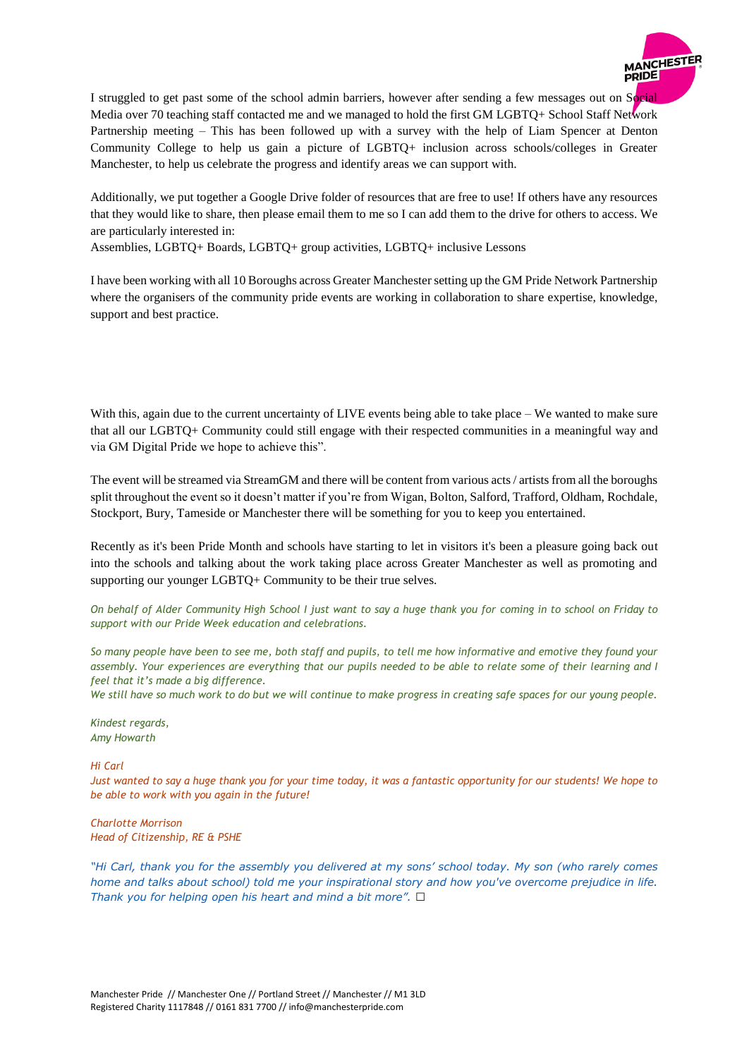I struggled to get past some of the school admin barriers, however after sending a few messages out on Social Media over 70 teaching staff contacted me and we managed to hold the first GM LGBTQ+ School Staff Network Partnership meeting – This has been followed up with a survey with the help of Liam Spencer at Denton Community College to help us gain a picture of LGBTQ+ inclusion across schools/colleges in Greater Manchester, to help us celebrate the progress and identify areas we can support with.

Additionally, we put together a Google Drive folder of resources that are free to use! If others have any resources that they would like to share, then please email them to me so I can add them to the drive for others to access. We are particularly interested in:
Assemblies, LGBTQ+ Boards, LGBTQ+ group activities, LGBTQ+ inclusive Lessons

I have been working with all 10 Boroughs across Greater Manchester setting up the GM Pride Network Partnership where the organisers of the community pride events are working in collaboration to share expertise, knowledge, support and best practice.

With this, again due to the current uncertainty of LIVE events being able to take place – We wanted to make sure that all our LGBTQ+ Community could still engage with their respected communities in a meaningful way and via GM Digital Pride we hope to achieve this".

The event will be streamed via StreamGM and there will be content from various acts / artists from all the boroughs split throughout the event so it doesn't matter if you're from Wigan, Bolton, Salford, Trafford, Oldham, Rochdale, Stockport, Bury, Tameside or Manchester there will be something for you to keep you entertained.

Recently as it's been Pride Month and schools have starting to let in visitors it's been a pleasure going back out into the schools and talking about the work taking place across Greater Manchester as well as promoting and supporting our younger LGBTQ+ Community to be their true selves.

*On behalf of Alder Community High School I just want to say a huge thank you for coming in to school on Friday to support with our Pride Week education and celebrations.*

*So many people have been to see me, both staff and pupils, to tell me how informative and emotive they found your assembly. Your experiences are everything that our pupils needed to be able to relate some of their learning and I feel that it's made a big difference.*
*We still have so much work to do but we will continue to make progress in creating safe spaces for our young people.*

*Kindest regards,*
*Amy Howarth*

*Hi Carl*
*Just wanted to say a huge thank you for your time today, it was a fantastic opportunity for our students! We hope to be able to work with you again in the future!*

*Charlotte Morrison*
*Head of Citizenship, RE & PSHE*

*"Hi Carl, thank you for the assembly you delivered at my sons' school today. My son (who rarely comes home and talks about school) told me your inspirational story and how you've overcome prejudice in life. Thank you for helping open his heart and mind a bit more".* ☐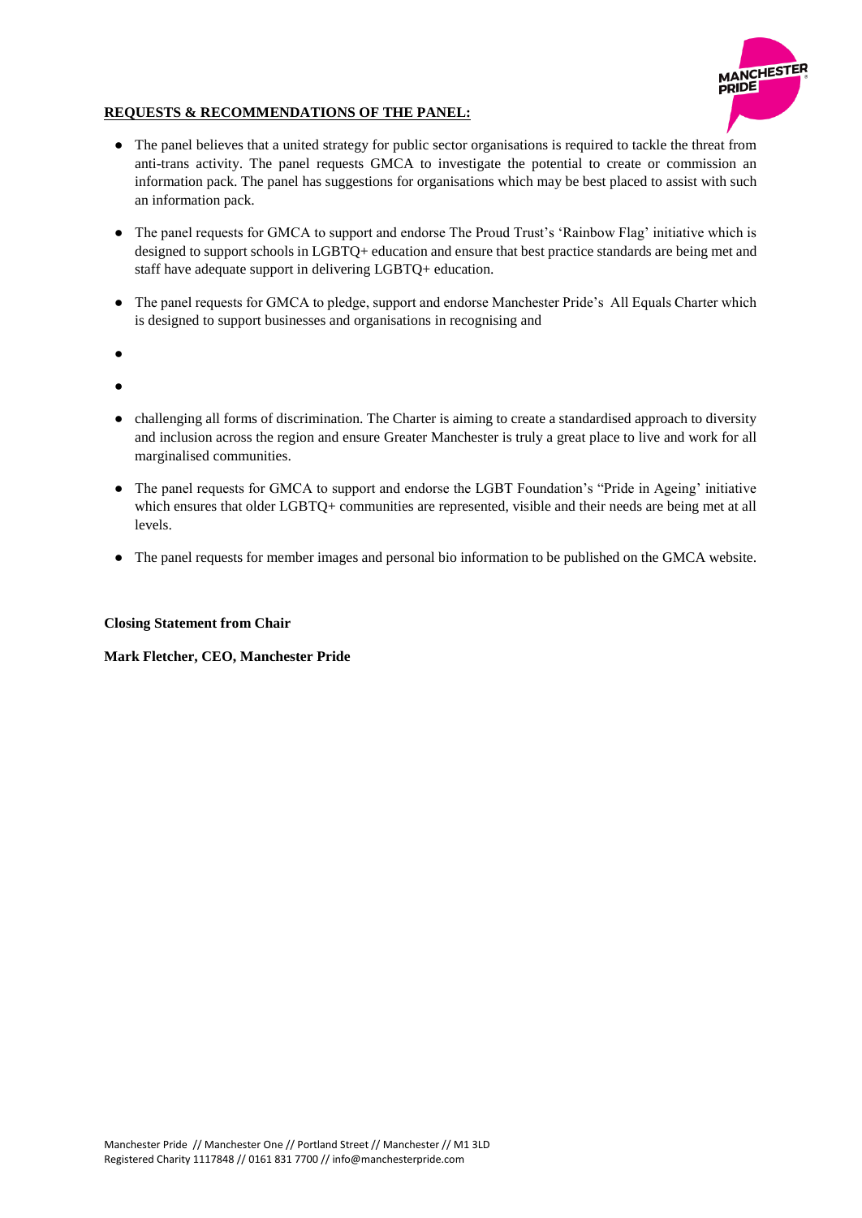**REQUESTS & RECOMMENDATIONS OF THE PANEL:**

- The panel believes that a united strategy for public sector organisations is required to tackle the threat from anti-trans activity. The panel requests GMCA to investigate the potential to create or commission an information pack. The panel has suggestions for organisations which may be best placed to assist with such an information pack.
- The panel requests for GMCA to support and endorse The Proud Trust's 'Rainbow Flag' initiative which is designed to support schools in LGBTQ+ education and ensure that best practice standards are being met and staff have adequate support in delivering LGBTQ+ education.
- The panel requests for GMCA to pledge, support and endorse Manchester Pride's All Equals Charter which is designed to support businesses and organisations in recognising and
- 
- 
- challenging all forms of discrimination. The Charter is aiming to create a standardised approach to diversity and inclusion across the region and ensure Greater Manchester is truly a great place to live and work for all marginalised communities.
- The panel requests for GMCA to support and endorse the LGBT Foundation's "Pride in Ageing' initiative which ensures that older LGBTQ+ communities are represented, visible and their needs are being met at all levels.
- The panel requests for member images and personal bio information to be published on the GMCA website.

**Closing Statement from Chair**

**Mark Fletcher, CEO, Manchester Pride**